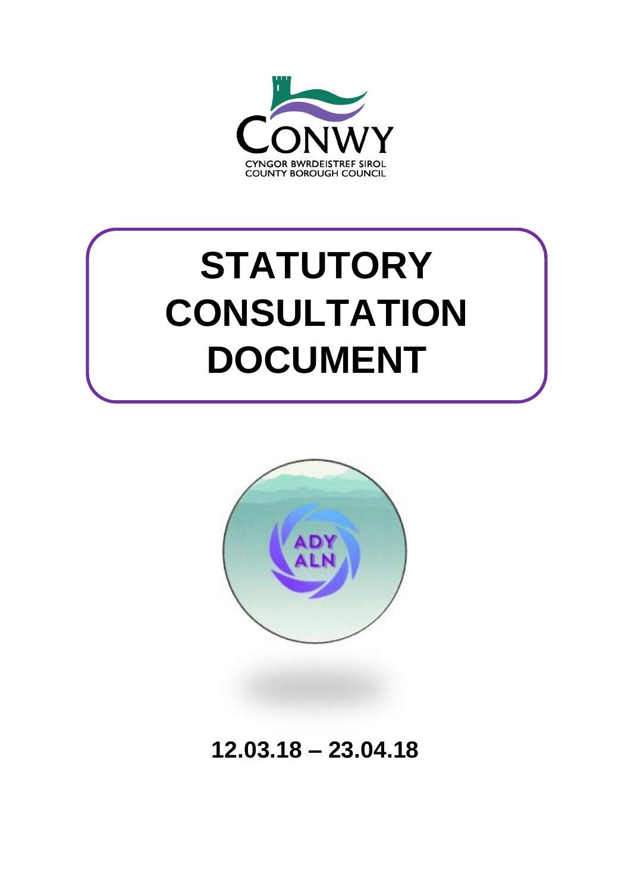CONWY

CYNGOR BWRDEISTREF SIROL
COUNTY BOROUGH COUNCIL

# STATUTORY CONSULTATION DOCUMENT

ADY
ALN

**12.03.18 – 23.04.18**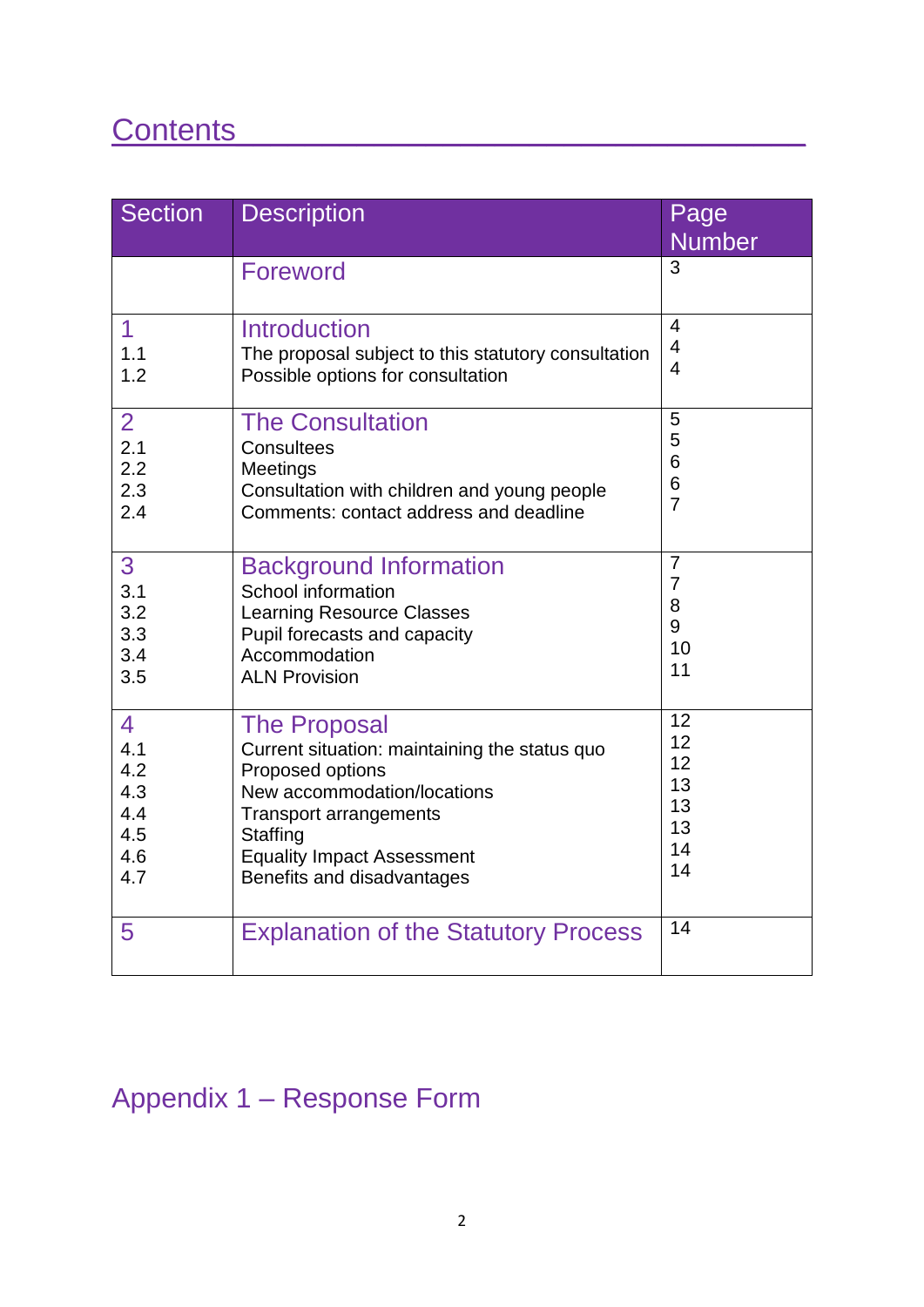# Contents

| Section | Description | Page Number |
|---|---|---|
| | Foreword | 3 |
| 1 | Introduction | 4 |
| 1.1 | The proposal subject to this statutory consultation | 4 |
| 1.2 | Possible options for consultation | 4 |
| 2 | The Consultation | 5 |
| 2.1 | Consultees | 5 |
| 2.2 | Meetings | 6 |
| 2.3 | Consultation with children and young people | 6 |
| 2.4 | Comments: contact address and deadline | 7 |
| 3 | Background Information | 7 |
| 3.1 | School information | 7 |
| 3.2 | Learning Resource Classes | 8 |
| 3.3 | Pupil forecasts and capacity | 9 |
| 3.4 | Accommodation | 10 |
| 3.5 | ALN Provision | 11 |
| 4 | The Proposal | 12 |
| 4.1 | Current situation: maintaining the status quo | 12 |
| 4.2 | Proposed options | 12 |
| 4.3 | New accommodation/locations | 13 |
| 4.4 | Transport arrangements | 13 |
| 4.5 | Staffing | 13 |
| 4.6 | Equality Impact Assessment | 14 |
| 4.7 | Benefits and disadvantages | 14 |
| 5 | Explanation of the Statutory Process | 14 |

## Appendix 1 – Response Form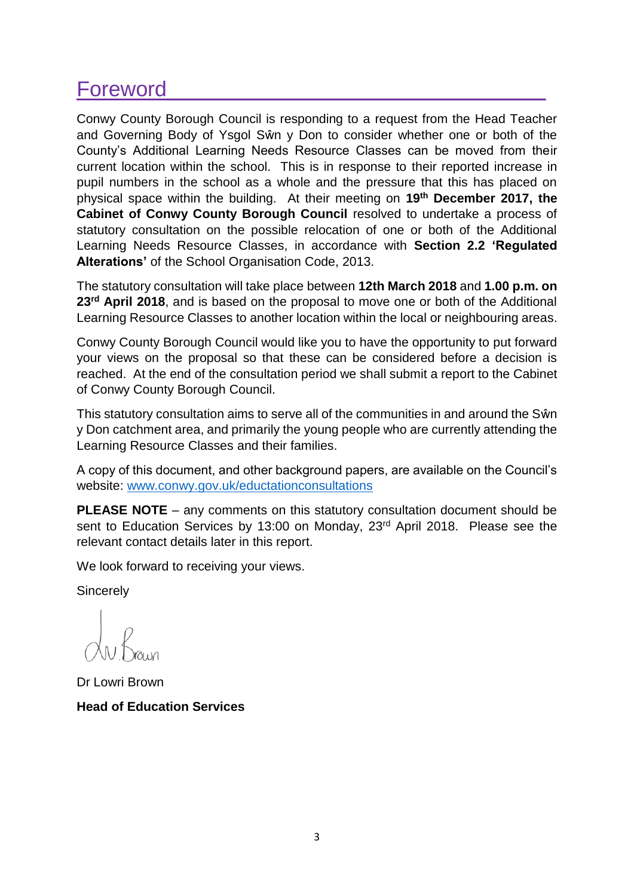# Foreword

Conwy County Borough Council is responding to a request from the Head Teacher and Governing Body of Ysgol Sŵn y Don to consider whether one or both of the County's Additional Learning Needs Resource Classes can be moved from their current location within the school. This is in response to their reported increase in pupil numbers in the school as a whole and the pressure that this has placed on physical space within the building. At their meeting on **19th December 2017, the Cabinet of Conwy County Borough Council** resolved to undertake a process of statutory consultation on the possible relocation of one or both of the Additional Learning Needs Resource Classes, in accordance with **Section 2.2 'Regulated Alterations'** of the School Organisation Code, 2013.

The statutory consultation will take place between **12th March 2018** and **1.00 p.m. on 23rd April 2018**, and is based on the proposal to move one or both of the Additional Learning Resource Classes to another location within the local or neighbouring areas.

Conwy County Borough Council would like you to have the opportunity to put forward your views on the proposal so that these can be considered before a decision is reached. At the end of the consultation period we shall submit a report to the Cabinet of Conwy County Borough Council.

This statutory consultation aims to serve all of the communities in and around the Sŵn y Don catchment area, and primarily the young people who are currently attending the Learning Resource Classes and their families.

A copy of this document, and other background papers, are available on the Council's website: [www.conwy.gov.uk/eductationconsultations](www.conwy.gov.uk/eductationconsultations)

**PLEASE NOTE** – any comments on this statutory consultation document should be sent to Education Services by 13:00 on Monday, 23rd April 2018. Please see the relevant contact details later in this report.

We look forward to receiving your views.

Sincerely

Dr Lowri Brown

**Head of Education Services**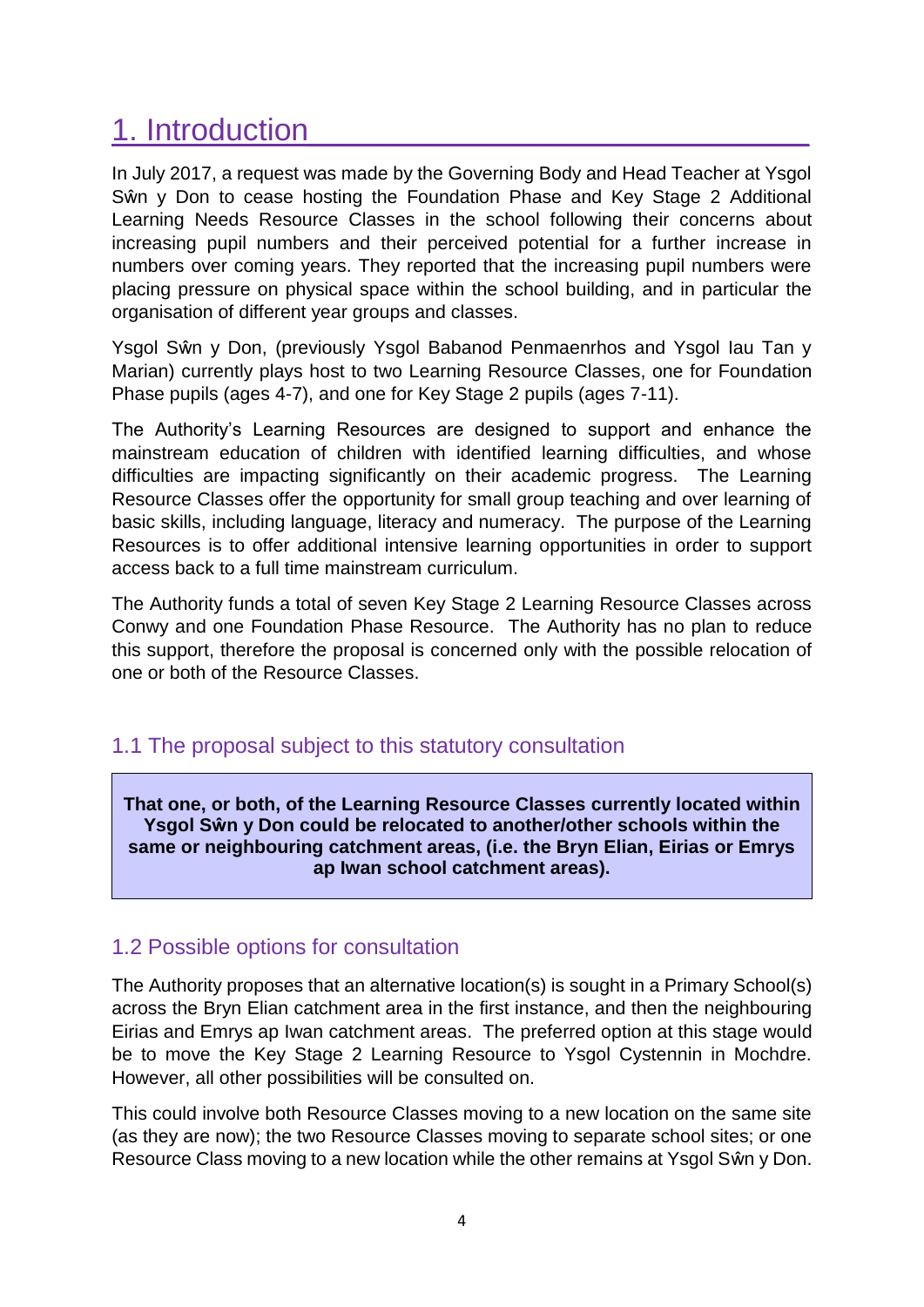# 1. Introduction

In July 2017, a request was made by the Governing Body and Head Teacher at Ysgol Sŵn y Don to cease hosting the Foundation Phase and Key Stage 2 Additional Learning Needs Resource Classes in the school following their concerns about increasing pupil numbers and their perceived potential for a further increase in numbers over coming years. They reported that the increasing pupil numbers were placing pressure on physical space within the school building, and in particular the organisation of different year groups and classes.

Ysgol Sŵn y Don, (previously Ysgol Babanod Penmaenrhos and Ysgol Iau Tan y Marian) currently plays host to two Learning Resource Classes, one for Foundation Phase pupils (ages 4-7), and one for Key Stage 2 pupils (ages 7-11).

The Authority's Learning Resources are designed to support and enhance the mainstream education of children with identified learning difficulties, and whose difficulties are impacting significantly on their academic progress. The Learning Resource Classes offer the opportunity for small group teaching and over learning of basic skills, including language, literacy and numeracy. The purpose of the Learning Resources is to offer additional intensive learning opportunities in order to support access back to a full time mainstream curriculum.

The Authority funds a total of seven Key Stage 2 Learning Resource Classes across Conwy and one Foundation Phase Resource. The Authority has no plan to reduce this support, therefore the proposal is concerned only with the possible relocation of one or both of the Resource Classes.

## 1.1 The proposal subject to this statutory consultation

**That one, or both, of the Learning Resource Classes currently located within Ysgol Sŵn y Don could be relocated to another/other schools within the same or neighbouring catchment areas, (i.e. the Bryn Elian, Eirias or Emrys ap Iwan school catchment areas).**

## 1.2 Possible options for consultation

The Authority proposes that an alternative location(s) is sought in a Primary School(s) across the Bryn Elian catchment area in the first instance, and then the neighbouring Eirias and Emrys ap Iwan catchment areas. The preferred option at this stage would be to move the Key Stage 2 Learning Resource to Ysgol Cystennin in Mochdre. However, all other possibilities will be consulted on.

This could involve both Resource Classes moving to a new location on the same site (as they are now); the two Resource Classes moving to separate school sites; or one Resource Class moving to a new location while the other remains at Ysgol Sŵn y Don.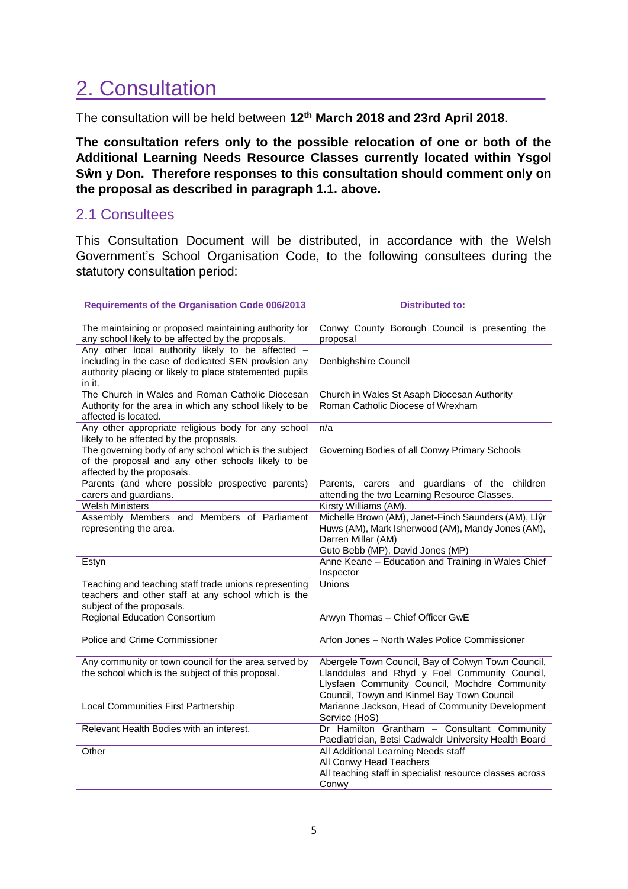# 2. Consultation

The consultation will be held between **12th March 2018 and 23rd April 2018**.

**The consultation refers only to the possible relocation of one or both of the Additional Learning Needs Resource Classes currently located within Ysgol Sŵn y Don. Therefore responses to this consultation should comment only on the proposal as described in paragraph 1.1. above.**

## 2.1 Consultees

This Consultation Document will be distributed, in accordance with the Welsh Government's School Organisation Code, to the following consultees during the statutory consultation period:

| Requirements of the Organisation Code 006/2013 | Distributed to: |
|---|---|
| The maintaining or proposed maintaining authority for any school likely to be affected by the proposals. | Conwy County Borough Council is presenting the proposal |
| Any other local authority likely to be affected – including in the case of dedicated SEN provision any authority placing or likely to place statemented pupils in it. | Denbighshire Council |
| The Church in Wales and Roman Catholic Diocesan Authority for the area in which any school likely to be affected is located. | Church in Wales St Asaph Diocesan Authority<br>Roman Catholic Diocese of Wrexham |
| Any other appropriate religious body for any school likely to be affected by the proposals. | n/a |
| The governing body of any school which is the subject of the proposal and any other schools likely to be affected by the proposals. | Governing Bodies of all Conwy Primary Schools |
| Parents (and where possible prospective parents) carers and guardians. | Parents, carers and guardians of the children attending the two Learning Resource Classes. |
| Welsh Ministers | Kirsty Williams (AM). |
| Assembly Members and Members of Parliament representing the area. | Michelle Brown (AM), Janet-Finch Saunders (AM), Llŷr Huws (AM), Mark Isherwood (AM), Mandy Jones (AM), Darren Millar (AM)<br>Guto Bebb (MP), David Jones (MP) |
| Estyn | Anne Keane – Education and Training in Wales Chief Inspector |
| Teaching and teaching staff trade unions representing teachers and other staff at any school which is the subject of the proposals. | Unions |
| Regional Education Consortium | Arwyn Thomas – Chief Officer GwE |
| Police and Crime Commissioner | Arfon Jones – North Wales Police Commissioner |
| Any community or town council for the area served by the school which is the subject of this proposal. | Abergele Town Council, Bay of Colwyn Town Council, Llanddulas and Rhyd y Foel Community Council, Llysfaen Community Council, Mochdre Community Council, Towyn and Kinmel Bay Town Council |
| Local Communities First Partnership | Marianne Jackson, Head of Community Development Service (HoS) |
| Relevant Health Bodies with an interest. | Dr Hamilton Grantham – Consultant Community Paediatrician, Betsi Cadwaldr University Health Board |
| Other | All Additional Learning Needs staff<br>All Conwy Head Teachers<br>All teaching staff in specialist resource classes across Conwy |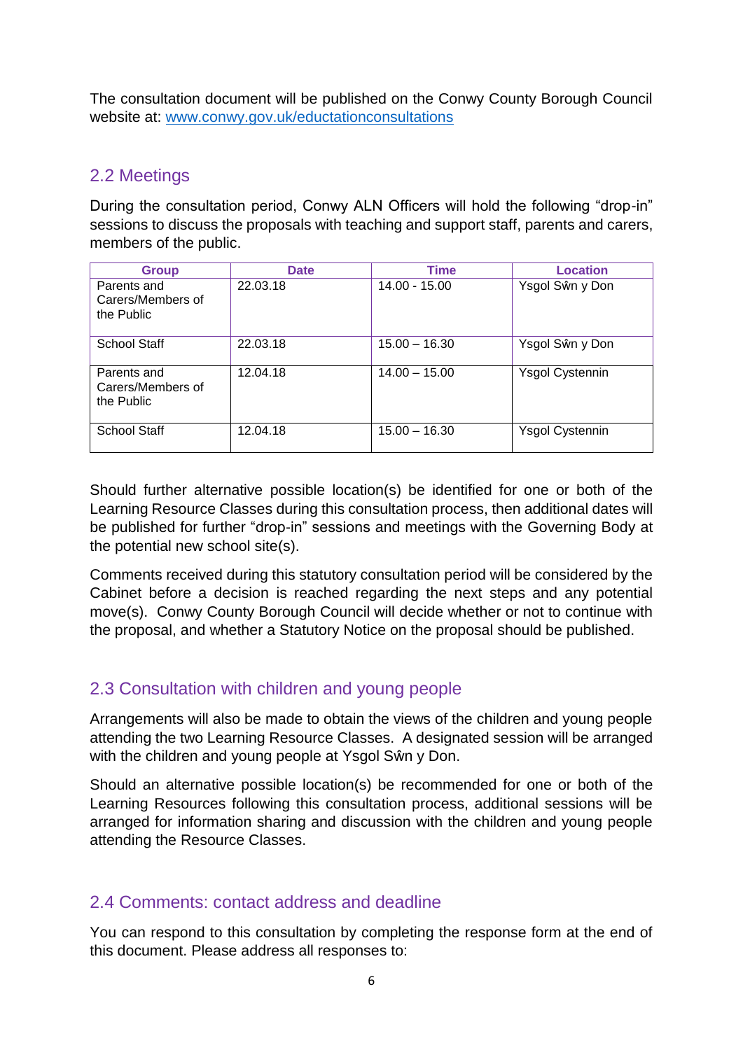The consultation document will be published on the Conwy County Borough Council website at: [www.conwy.gov.uk/eductationconsultations](www.conwy.gov.uk/eductationconsultations)

## 2.2 Meetings

During the consultation period, Conwy ALN Officers will hold the following "drop-in" sessions to discuss the proposals with teaching and support staff, parents and carers, members of the public.

| Group | Date | Time | Location |
|---|---|---|---|
| Parents and Carers/Members of the Public | 22.03.18 | 14.00 - 15.00 | Ysgol Sŵn y Don |
| School Staff | 22.03.18 | 15.00 – 16.30 | Ysgol Sŵn y Don |
| Parents and Carers/Members of the Public | 12.04.18 | 14.00 – 15.00 | Ysgol Cystennin |
| School Staff | 12.04.18 | 15.00 – 16.30 | Ysgol Cystennin |

Should further alternative possible location(s) be identified for one or both of the Learning Resource Classes during this consultation process, then additional dates will be published for further "drop-in" sessions and meetings with the Governing Body at the potential new school site(s).

Comments received during this statutory consultation period will be considered by the Cabinet before a decision is reached regarding the next steps and any potential move(s). Conwy County Borough Council will decide whether or not to continue with the proposal, and whether a Statutory Notice on the proposal should be published.

## 2.3 Consultation with children and young people

Arrangements will also be made to obtain the views of the children and young people attending the two Learning Resource Classes. A designated session will be arranged with the children and young people at Ysgol Sŵn y Don.

Should an alternative possible location(s) be recommended for one or both of the Learning Resources following this consultation process, additional sessions will be arranged for information sharing and discussion with the children and young people attending the Resource Classes.

## 2.4 Comments: contact address and deadline

You can respond to this consultation by completing the response form at the end of this document. Please address all responses to: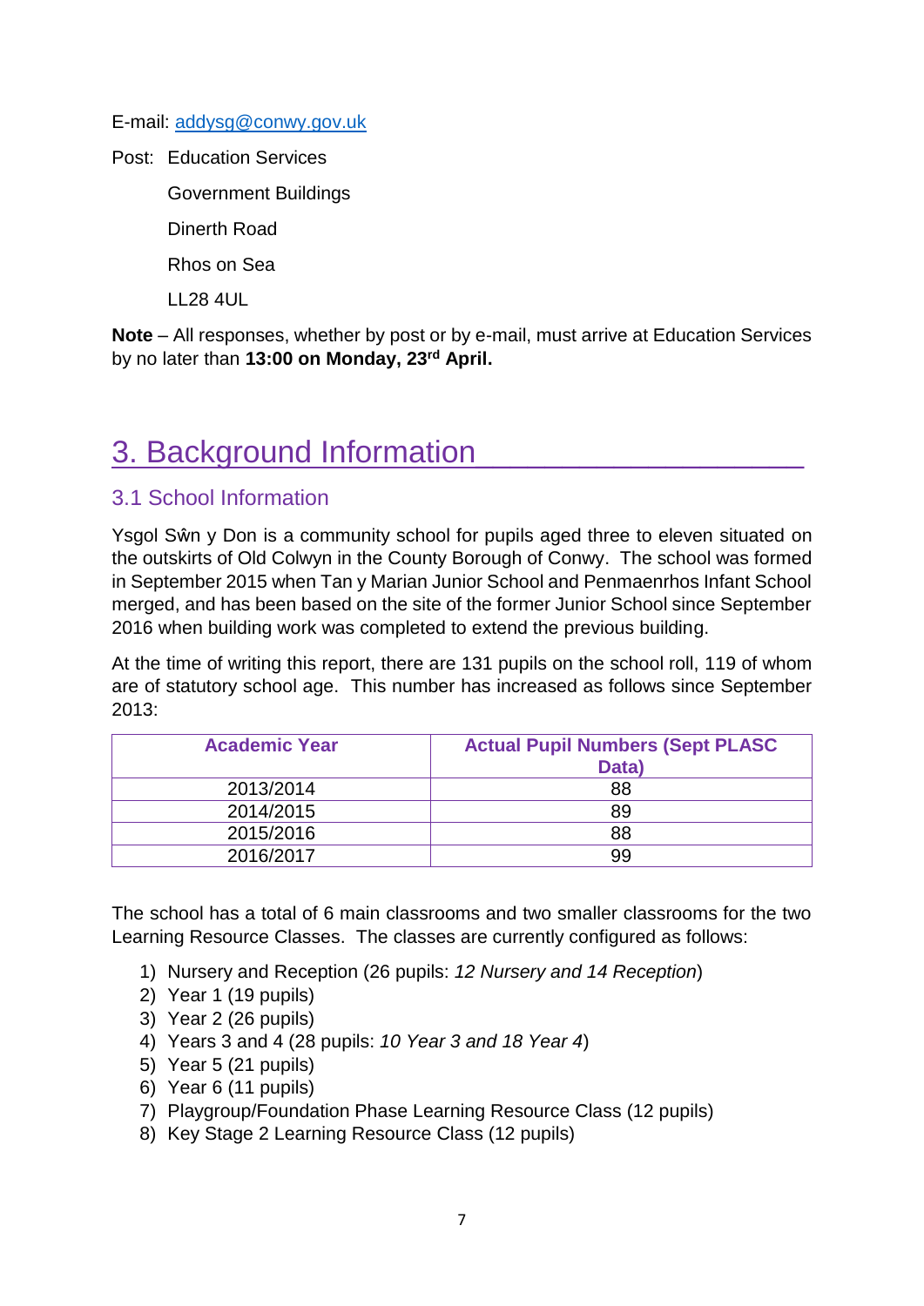E-mail: addysg@conwy.gov.uk

Post: Education Services

Government Buildings

Dinerth Road

Rhos on Sea

LL28 4UL

**Note** – All responses, whether by post or by e-mail, must arrive at Education Services by no later than **13:00 on Monday, 23rd April.**

# 3. Background Information

## 3.1 School Information

Ysgol Sŵn y Don is a community school for pupils aged three to eleven situated on the outskirts of Old Colwyn in the County Borough of Conwy. The school was formed in September 2015 when Tan y Marian Junior School and Penmaenrhos Infant School merged, and has been based on the site of the former Junior School since September 2016 when building work was completed to extend the previous building.

At the time of writing this report, there are 131 pupils on the school roll, 119 of whom are of statutory school age. This number has increased as follows since September 2013:

| Academic Year | Actual Pupil Numbers (Sept PLASC Data) |
|---|---|
| 2013/2014 | 88 |
| 2014/2015 | 89 |
| 2015/2016 | 88 |
| 2016/2017 | 99 |

The school has a total of 6 main classrooms and two smaller classrooms for the two Learning Resource Classes. The classes are currently configured as follows:

1) Nursery and Reception (26 pupils: *12 Nursery and 14 Reception*)
2) Year 1 (19 pupils)
3) Year 2 (26 pupils)
4) Years 3 and 4 (28 pupils: *10 Year 3 and 18 Year 4*)
5) Year 5 (21 pupils)
6) Year 6 (11 pupils)
7) Playgroup/Foundation Phase Learning Resource Class (12 pupils)
8) Key Stage 2 Learning Resource Class (12 pupils)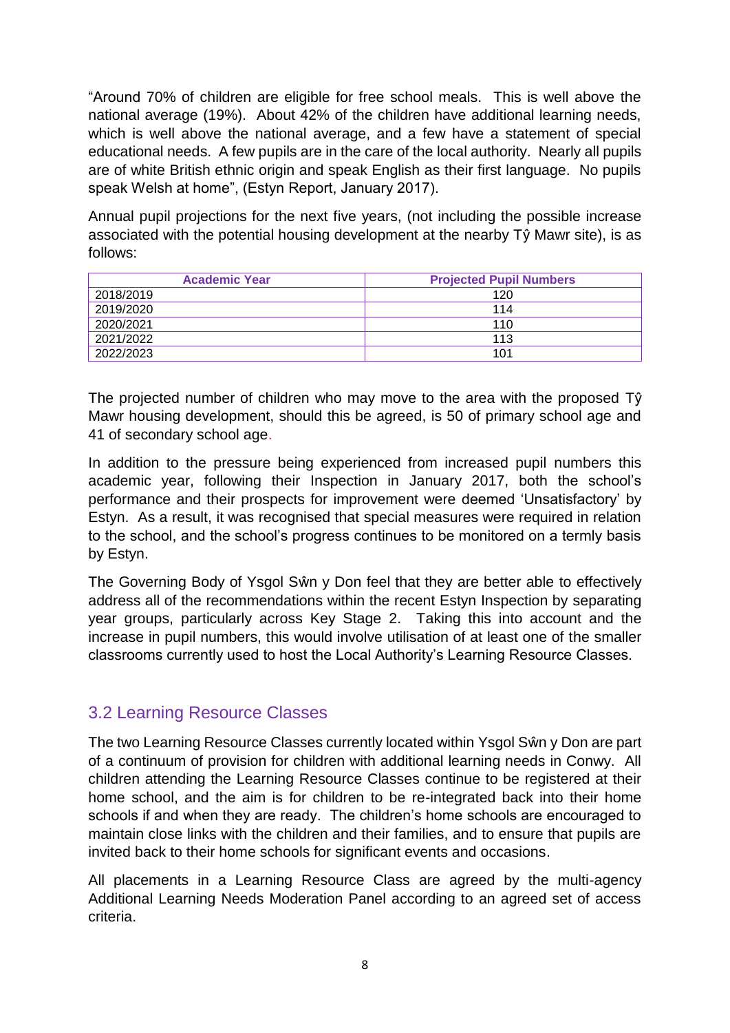"Around 70% of children are eligible for free school meals. This is well above the national average (19%). About 42% of the children have additional learning needs, which is well above the national average, and a few have a statement of special educational needs. A few pupils are in the care of the local authority. Nearly all pupils are of white British ethnic origin and speak English as their first language. No pupils speak Welsh at home", (Estyn Report, January 2017).

Annual pupil projections for the next five years, (not including the possible increase associated with the potential housing development at the nearby Tŷ Mawr site), is as follows:

| Academic Year | Projected Pupil Numbers |
| --- | --- |
| 2018/2019 | 120 |
| 2019/2020 | 114 |
| 2020/2021 | 110 |
| 2021/2022 | 113 |
| 2022/2023 | 101 |

The projected number of children who may move to the area with the proposed Tŷ Mawr housing development, should this be agreed, is 50 of primary school age and 41 of secondary school age.

In addition to the pressure being experienced from increased pupil numbers this academic year, following their Inspection in January 2017, both the school's performance and their prospects for improvement were deemed 'Unsatisfactory' by Estyn. As a result, it was recognised that special measures were required in relation to the school, and the school's progress continues to be monitored on a termly basis by Estyn.

The Governing Body of Ysgol Sŵn y Don feel that they are better able to effectively address all of the recommendations within the recent Estyn Inspection by separating year groups, particularly across Key Stage 2. Taking this into account and the increase in pupil numbers, this would involve utilisation of at least one of the smaller classrooms currently used to host the Local Authority's Learning Resource Classes.

## 3.2 Learning Resource Classes

The two Learning Resource Classes currently located within Ysgol Sŵn y Don are part of a continuum of provision for children with additional learning needs in Conwy. All children attending the Learning Resource Classes continue to be registered at their home school, and the aim is for children to be re-integrated back into their home schools if and when they are ready. The children's home schools are encouraged to maintain close links with the children and their families, and to ensure that pupils are invited back to their home schools for significant events and occasions.

All placements in a Learning Resource Class are agreed by the multi-agency Additional Learning Needs Moderation Panel according to an agreed set of access criteria.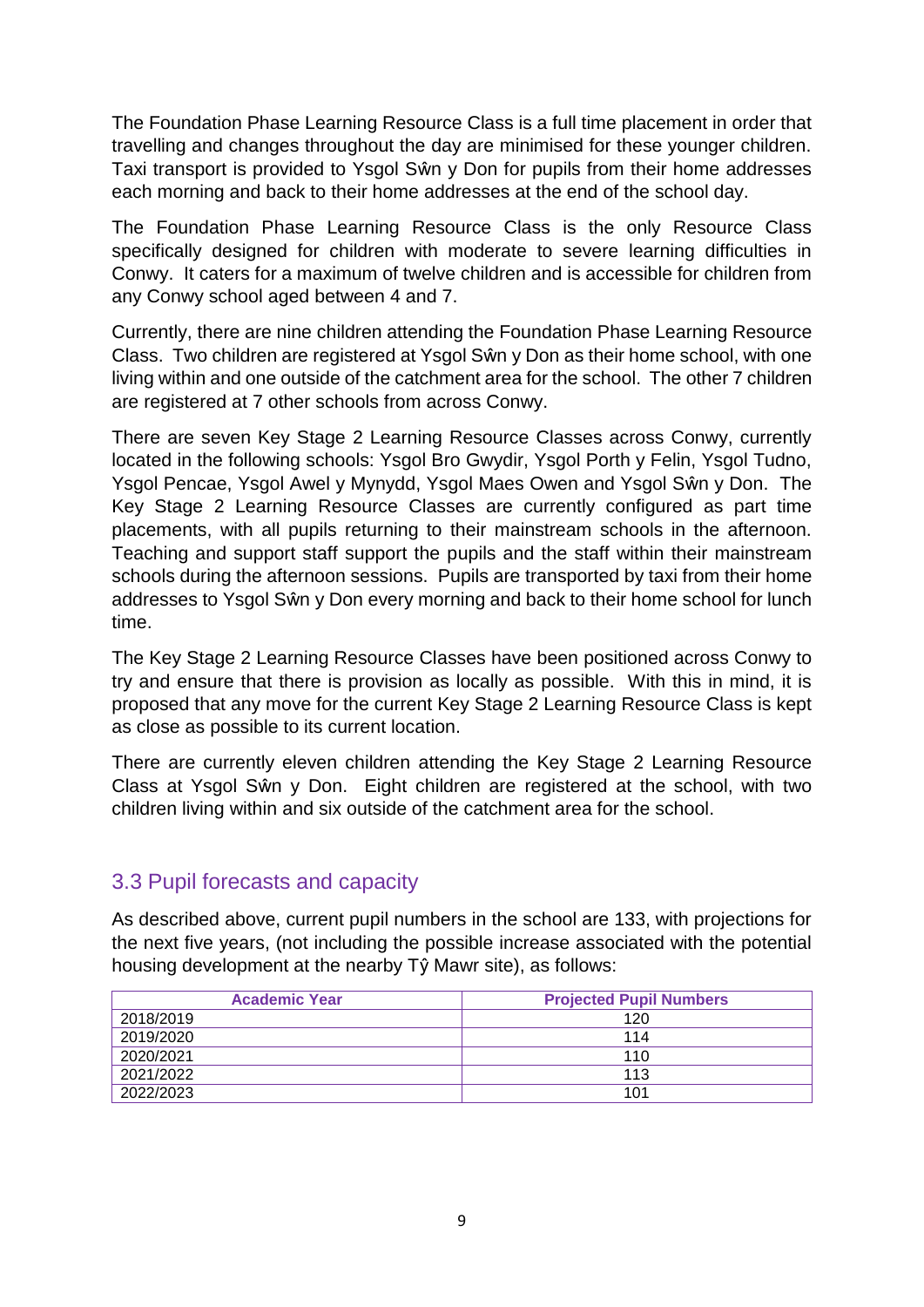The Foundation Phase Learning Resource Class is a full time placement in order that travelling and changes throughout the day are minimised for these younger children. Taxi transport is provided to Ysgol Sŵn y Don for pupils from their home addresses each morning and back to their home addresses at the end of the school day.

The Foundation Phase Learning Resource Class is the only Resource Class specifically designed for children with moderate to severe learning difficulties in Conwy. It caters for a maximum of twelve children and is accessible for children from any Conwy school aged between 4 and 7.

Currently, there are nine children attending the Foundation Phase Learning Resource Class. Two children are registered at Ysgol Sŵn y Don as their home school, with one living within and one outside of the catchment area for the school. The other 7 children are registered at 7 other schools from across Conwy.

There are seven Key Stage 2 Learning Resource Classes across Conwy, currently located in the following schools: Ysgol Bro Gwydir, Ysgol Porth y Felin, Ysgol Tudno, Ysgol Pencae, Ysgol Awel y Mynydd, Ysgol Maes Owen and Ysgol Sŵn y Don. The Key Stage 2 Learning Resource Classes are currently configured as part time placements, with all pupils returning to their mainstream schools in the afternoon. Teaching and support staff support the pupils and the staff within their mainstream schools during the afternoon sessions. Pupils are transported by taxi from their home addresses to Ysgol Sŵn y Don every morning and back to their home school for lunch time.

The Key Stage 2 Learning Resource Classes have been positioned across Conwy to try and ensure that there is provision as locally as possible. With this in mind, it is proposed that any move for the current Key Stage 2 Learning Resource Class is kept as close as possible to its current location.

There are currently eleven children attending the Key Stage 2 Learning Resource Class at Ysgol Sŵn y Don. Eight children are registered at the school, with two children living within and six outside of the catchment area for the school.

## 3.3 Pupil forecasts and capacity

As described above, current pupil numbers in the school are 133, with projections for the next five years, (not including the possible increase associated with the potential housing development at the nearby Tŷ Mawr site), as follows:

| Academic Year | Projected Pupil Numbers |
|---|---|
| 2018/2019 | 120 |
| 2019/2020 | 114 |
| 2020/2021 | 110 |
| 2021/2022 | 113 |
| 2022/2023 | 101 |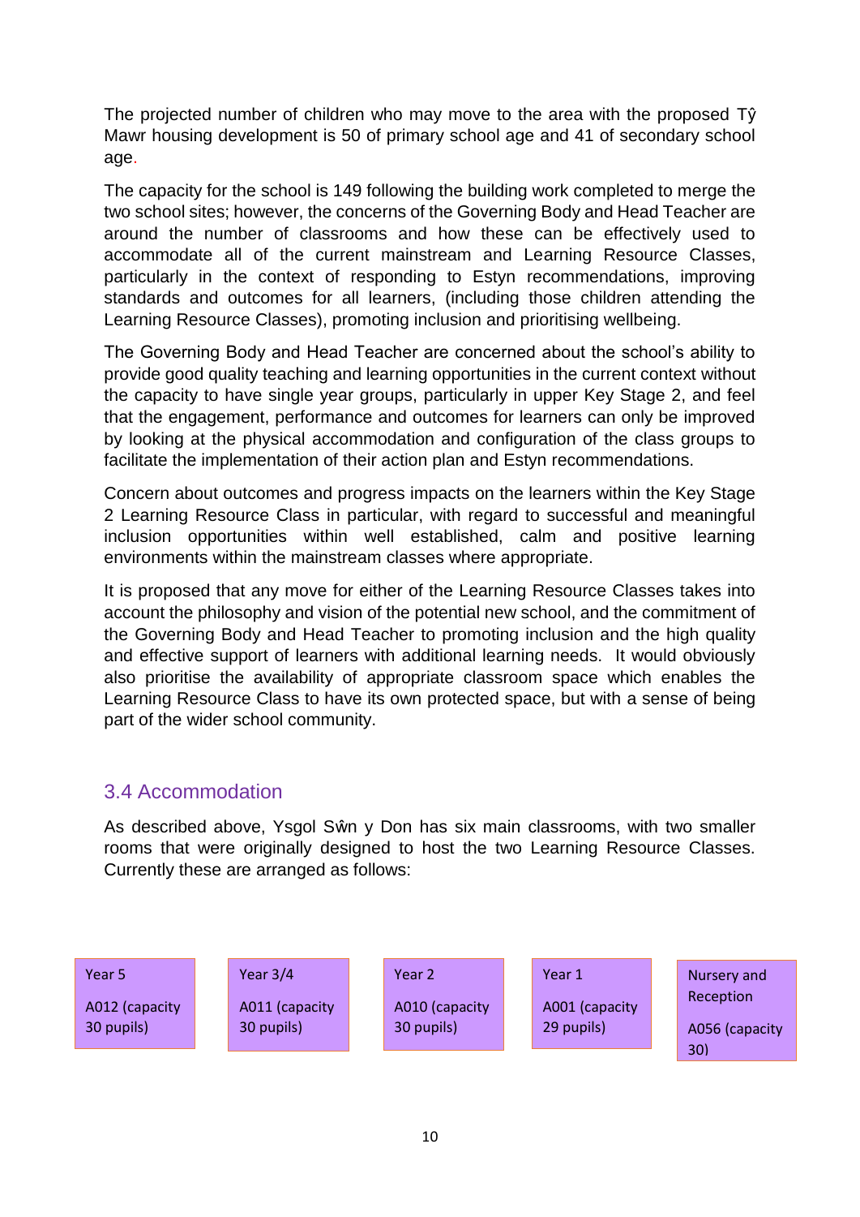The projected number of children who may move to the area with the proposed Tŷ Mawr housing development is 50 of primary school age and 41 of secondary school age.

The capacity for the school is 149 following the building work completed to merge the two school sites; however, the concerns of the Governing Body and Head Teacher are around the number of classrooms and how these can be effectively used to accommodate all of the current mainstream and Learning Resource Classes, particularly in the context of responding to Estyn recommendations, improving standards and outcomes for all learners, (including those children attending the Learning Resource Classes), promoting inclusion and prioritising wellbeing.

The Governing Body and Head Teacher are concerned about the school's ability to provide good quality teaching and learning opportunities in the current context without the capacity to have single year groups, particularly in upper Key Stage 2, and feel that the engagement, performance and outcomes for learners can only be improved by looking at the physical accommodation and configuration of the class groups to facilitate the implementation of their action plan and Estyn recommendations.

Concern about outcomes and progress impacts on the learners within the Key Stage 2 Learning Resource Class in particular, with regard to successful and meaningful inclusion opportunities within well established, calm and positive learning environments within the mainstream classes where appropriate.

It is proposed that any move for either of the Learning Resource Classes takes into account the philosophy and vision of the potential new school, and the commitment of the Governing Body and Head Teacher to promoting inclusion and the high quality and effective support of learners with additional learning needs. It would obviously also prioritise the availability of appropriate classroom space which enables the Learning Resource Class to have its own protected space, but with a sense of being part of the wider school community.

## 3.4 Accommodation

As described above, Ysgol Sŵn y Don has six main classrooms, with two smaller rooms that were originally designed to host the two Learning Resource Classes. Currently these are arranged as follows:

| Year 5 | Year 3/4 | Year 2 | Year 1 | Nursery and Reception |
|---|---|---|---|---|
| A012 (capacity 30 pupils) | A011 (capacity 30 pupils) | A010 (capacity 30 pupils) | A001 (capacity 29 pupils) | A056 (capacity 30) |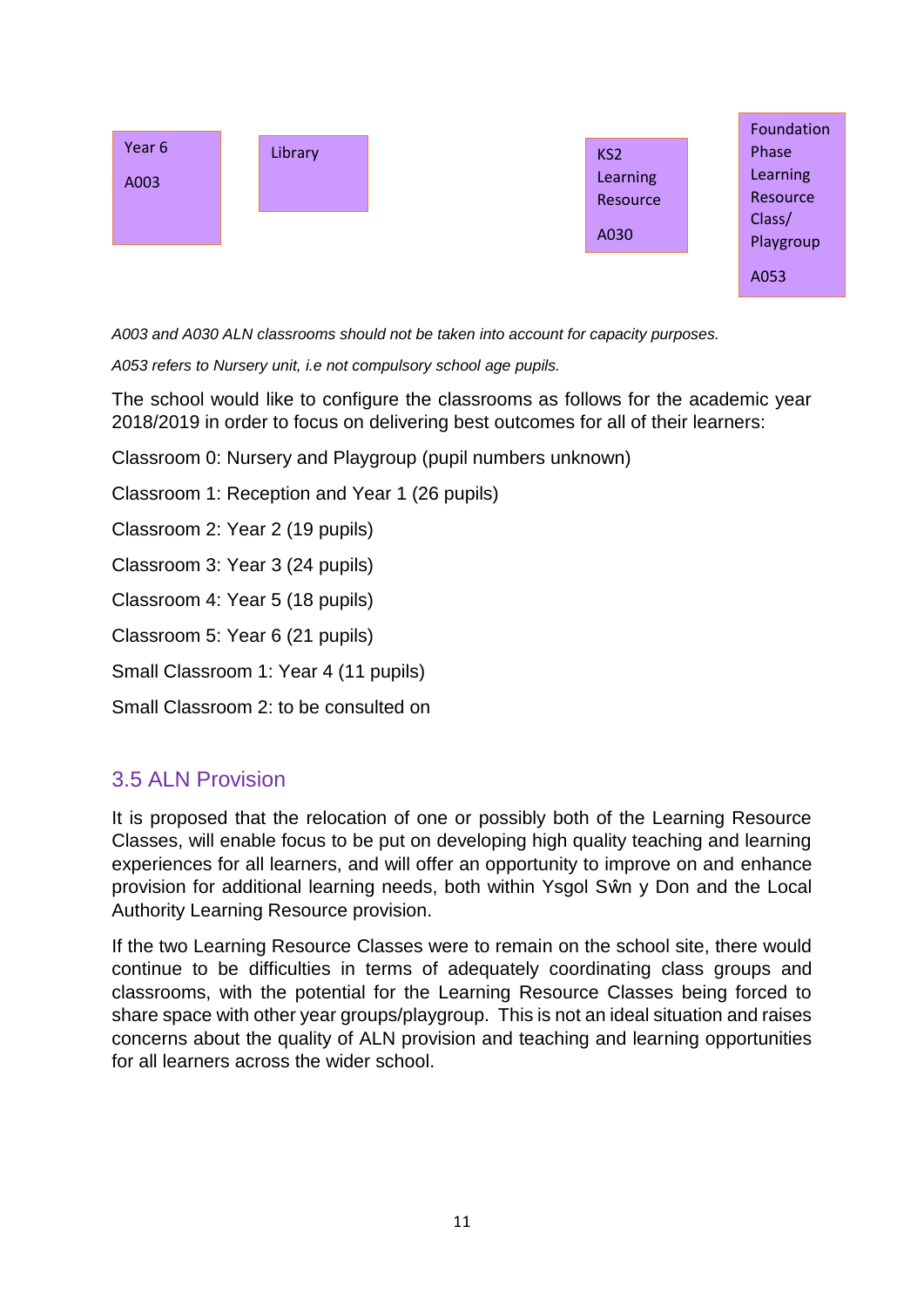Year 6

A003

Library

KS2 Learning Resource

A030

Foundation Phase Learning Resource Class/ Playgroup

A053

*A003 and A030 ALN classrooms should not be taken into account for capacity purposes.*

*A053 refers to Nursery unit, i.e not compulsory school age pupils.*

The school would like to configure the classrooms as follows for the academic year 2018/2019 in order to focus on delivering best outcomes for all of their learners:

Classroom 0: Nursery and Playgroup (pupil numbers unknown)

Classroom 1: Reception and Year 1 (26 pupils)

Classroom 2: Year 2 (19 pupils)

Classroom 3: Year 3 (24 pupils)

Classroom 4: Year 5 (18 pupils)

Classroom 5: Year 6 (21 pupils)

Small Classroom 1: Year 4 (11 pupils)

Small Classroom 2: to be consulted on

## 3.5 ALN Provision

It is proposed that the relocation of one or possibly both of the Learning Resource Classes, will enable focus to be put on developing high quality teaching and learning experiences for all learners, and will offer an opportunity to improve on and enhance provision for additional learning needs, both within Ysgol Sŵn y Don and the Local Authority Learning Resource provision.

If the two Learning Resource Classes were to remain on the school site, there would continue to be difficulties in terms of adequately coordinating class groups and classrooms, with the potential for the Learning Resource Classes being forced to share space with other year groups/playgroup. This is not an ideal situation and raises concerns about the quality of ALN provision and teaching and learning opportunities for all learners across the wider school.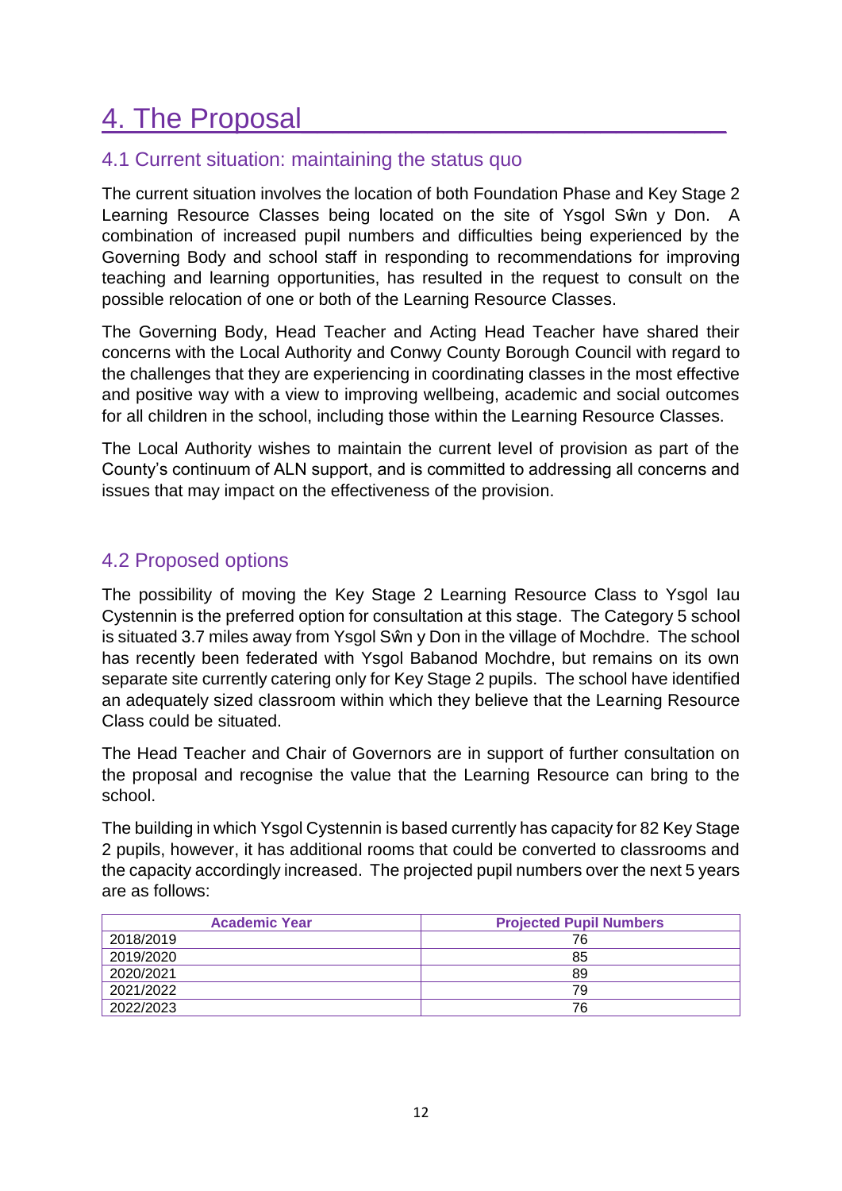# 4. The Proposal

## 4.1 Current situation: maintaining the status quo

The current situation involves the location of both Foundation Phase and Key Stage 2 Learning Resource Classes being located on the site of Ysgol Sŵn y Don. A combination of increased pupil numbers and difficulties being experienced by the Governing Body and school staff in responding to recommendations for improving teaching and learning opportunities, has resulted in the request to consult on the possible relocation of one or both of the Learning Resource Classes.

The Governing Body, Head Teacher and Acting Head Teacher have shared their concerns with the Local Authority and Conwy County Borough Council with regard to the challenges that they are experiencing in coordinating classes in the most effective and positive way with a view to improving wellbeing, academic and social outcomes for all children in the school, including those within the Learning Resource Classes.

The Local Authority wishes to maintain the current level of provision as part of the County's continuum of ALN support, and is committed to addressing all concerns and issues that may impact on the effectiveness of the provision.

## 4.2 Proposed options

The possibility of moving the Key Stage 2 Learning Resource Class to Ysgol Iau Cystennin is the preferred option for consultation at this stage. The Category 5 school is situated 3.7 miles away from Ysgol Sŵn y Don in the village of Mochdre. The school has recently been federated with Ysgol Babanod Mochdre, but remains on its own separate site currently catering only for Key Stage 2 pupils. The school have identified an adequately sized classroom within which they believe that the Learning Resource Class could be situated.

The Head Teacher and Chair of Governors are in support of further consultation on the proposal and recognise the value that the Learning Resource can bring to the school.

The building in which Ysgol Cystennin is based currently has capacity for 82 Key Stage 2 pupils, however, it has additional rooms that could be converted to classrooms and the capacity accordingly increased. The projected pupil numbers over the next 5 years are as follows:

| Academic Year | Projected Pupil Numbers |
|---|---|
| 2018/2019 | 76 |
| 2019/2020 | 85 |
| 2020/2021 | 89 |
| 2021/2022 | 79 |
| 2022/2023 | 76 |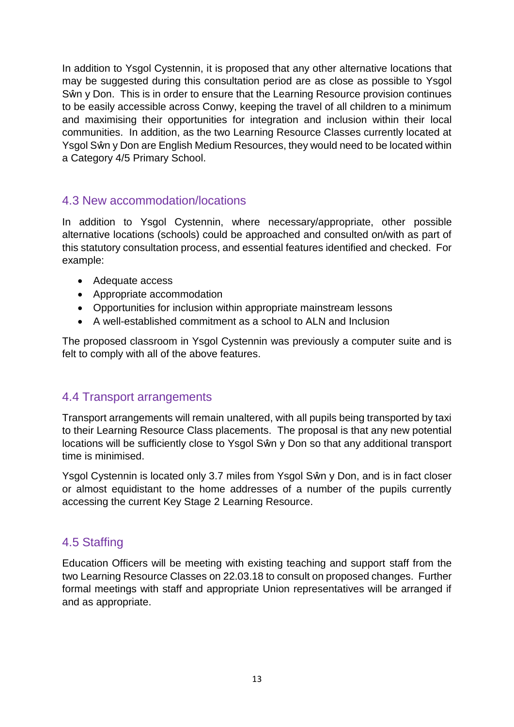In addition to Ysgol Cystennin, it is proposed that any other alternative locations that may be suggested during this consultation period are as close as possible to Ysgol Sŵn y Don. This is in order to ensure that the Learning Resource provision continues to be easily accessible across Conwy, keeping the travel of all children to a minimum and maximising their opportunities for integration and inclusion within their local communities. In addition, as the two Learning Resource Classes currently located at Ysgol Sŵn y Don are English Medium Resources, they would need to be located within a Category 4/5 Primary School.

## 4.3 New accommodation/locations

In addition to Ysgol Cystennin, where necessary/appropriate, other possible alternative locations (schools) could be approached and consulted on/with as part of this statutory consultation process, and essential features identified and checked. For example:

- Adequate access
- Appropriate accommodation
- Opportunities for inclusion within appropriate mainstream lessons
- A well-established commitment as a school to ALN and Inclusion

The proposed classroom in Ysgol Cystennin was previously a computer suite and is felt to comply with all of the above features.

## 4.4 Transport arrangements

Transport arrangements will remain unaltered, with all pupils being transported by taxi to their Learning Resource Class placements. The proposal is that any new potential locations will be sufficiently close to Ysgol Sŵn y Don so that any additional transport time is minimised.

Ysgol Cystennin is located only 3.7 miles from Ysgol Sŵn y Don, and is in fact closer or almost equidistant to the home addresses of a number of the pupils currently accessing the current Key Stage 2 Learning Resource.

## 4.5 Staffing

Education Officers will be meeting with existing teaching and support staff from the two Learning Resource Classes on 22.03.18 to consult on proposed changes. Further formal meetings with staff and appropriate Union representatives will be arranged if and as appropriate.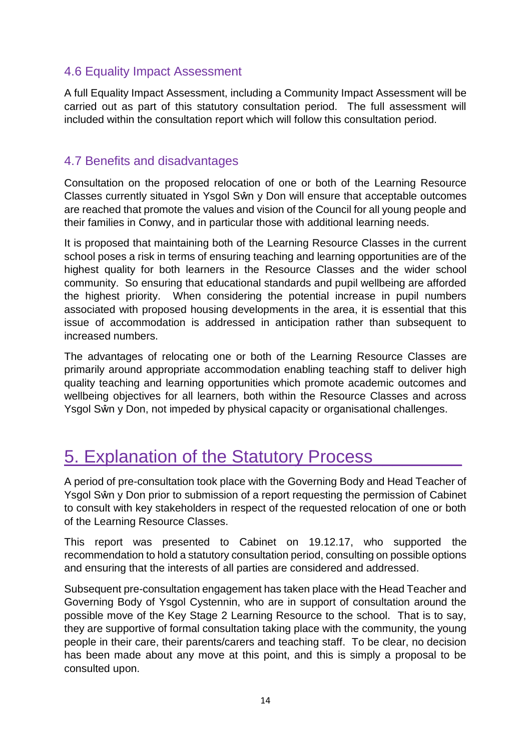### 4.6 Equality Impact Assessment

A full Equality Impact Assessment, including a Community Impact Assessment will be carried out as part of this statutory consultation period. The full assessment will included within the consultation report which will follow this consultation period.

### 4.7 Benefits and disadvantages

Consultation on the proposed relocation of one or both of the Learning Resource Classes currently situated in Ysgol Sŵn y Don will ensure that acceptable outcomes are reached that promote the values and vision of the Council for all young people and their families in Conwy, and in particular those with additional learning needs.

It is proposed that maintaining both of the Learning Resource Classes in the current school poses a risk in terms of ensuring teaching and learning opportunities are of the highest quality for both learners in the Resource Classes and the wider school community. So ensuring that educational standards and pupil wellbeing are afforded the highest priority. When considering the potential increase in pupil numbers associated with proposed housing developments in the area, it is essential that this issue of accommodation is addressed in anticipation rather than subsequent to increased numbers.

The advantages of relocating one or both of the Learning Resource Classes are primarily around appropriate accommodation enabling teaching staff to deliver high quality teaching and learning opportunities which promote academic outcomes and wellbeing objectives for all learners, both within the Resource Classes and across Ysgol Sŵn y Don, not impeded by physical capacity or organisational challenges.

# 5. Explanation of the Statutory Process

A period of pre-consultation took place with the Governing Body and Head Teacher of Ysgol Sŵn y Don prior to submission of a report requesting the permission of Cabinet to consult with key stakeholders in respect of the requested relocation of one or both of the Learning Resource Classes.

This report was presented to Cabinet on 19.12.17, who supported the recommendation to hold a statutory consultation period, consulting on possible options and ensuring that the interests of all parties are considered and addressed.

Subsequent pre-consultation engagement has taken place with the Head Teacher and Governing Body of Ysgol Cystennin, who are in support of consultation around the possible move of the Key Stage 2 Learning Resource to the school. That is to say, they are supportive of formal consultation taking place with the community, the young people in their care, their parents/carers and teaching staff. To be clear, no decision has been made about any move at this point, and this is simply a proposal to be consulted upon.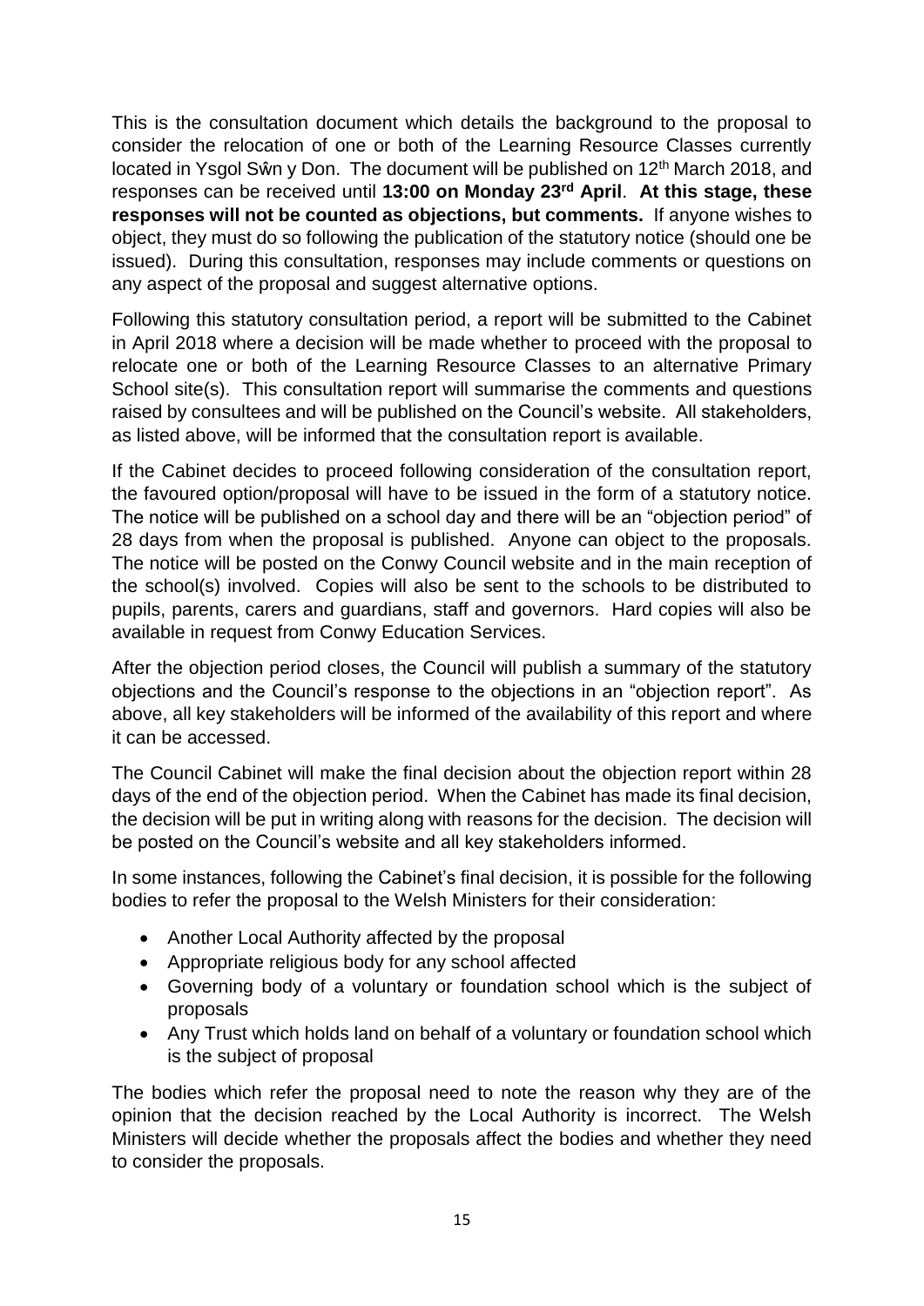This is the consultation document which details the background to the proposal to consider the relocation of one or both of the Learning Resource Classes currently located in Ysgol Sŵn y Don. The document will be published on 12th March 2018, and responses can be received until **13:00 on Monday 23rd April**. **At this stage, these responses will not be counted as objections, but comments.** If anyone wishes to object, they must do so following the publication of the statutory notice (should one be issued). During this consultation, responses may include comments or questions on any aspect of the proposal and suggest alternative options.

Following this statutory consultation period, a report will be submitted to the Cabinet in April 2018 where a decision will be made whether to proceed with the proposal to relocate one or both of the Learning Resource Classes to an alternative Primary School site(s). This consultation report will summarise the comments and questions raised by consultees and will be published on the Council's website. All stakeholders, as listed above, will be informed that the consultation report is available.

If the Cabinet decides to proceed following consideration of the consultation report, the favoured option/proposal will have to be issued in the form of a statutory notice. The notice will be published on a school day and there will be an "objection period" of 28 days from when the proposal is published. Anyone can object to the proposals. The notice will be posted on the Conwy Council website and in the main reception of the school(s) involved. Copies will also be sent to the schools to be distributed to pupils, parents, carers and guardians, staff and governors. Hard copies will also be available in request from Conwy Education Services.

After the objection period closes, the Council will publish a summary of the statutory objections and the Council's response to the objections in an "objection report". As above, all key stakeholders will be informed of the availability of this report and where it can be accessed.

The Council Cabinet will make the final decision about the objection report within 28 days of the end of the objection period. When the Cabinet has made its final decision, the decision will be put in writing along with reasons for the decision. The decision will be posted on the Council's website and all key stakeholders informed.

In some instances, following the Cabinet's final decision, it is possible for the following bodies to refer the proposal to the Welsh Ministers for their consideration:

- Another Local Authority affected by the proposal
- Appropriate religious body for any school affected
- Governing body of a voluntary or foundation school which is the subject of proposals
- Any Trust which holds land on behalf of a voluntary or foundation school which is the subject of proposal

The bodies which refer the proposal need to note the reason why they are of the opinion that the decision reached by the Local Authority is incorrect. The Welsh Ministers will decide whether the proposals affect the bodies and whether they need to consider the proposals.